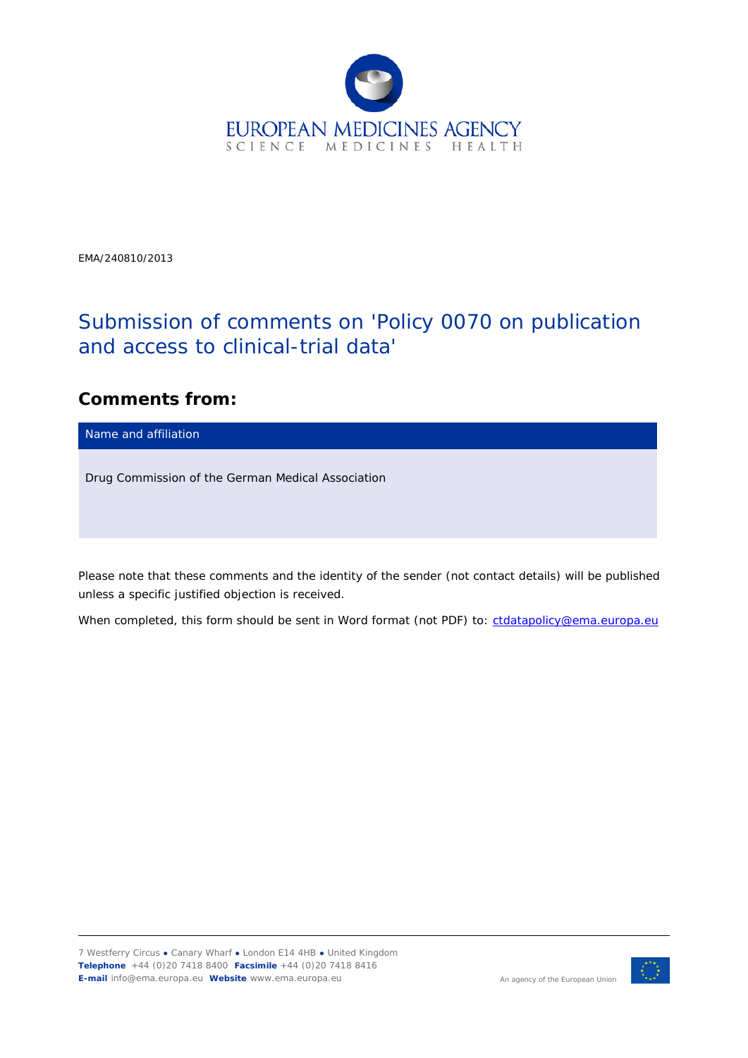EUROPEAN MEDICINES AGENCY
SCIENCE MEDICINES HEALTH

EMA/240810/2013

# Submission of comments on 'Policy 0070 on publication and access to clinical-trial data'

## Comments from:

| Name and affiliation |
| --- |
| Drug Commission of the German Medical Association |

Please note that these comments and the identity of the sender (not contact details) will be published unless a specific justified objection is received.

When completed, this form should be sent in Word format (not PDF) to: ctdatapolicy@ema.europa.eu

7 Westferry Circus ● Canary Wharf ● London E14 4HB ● United Kingdom
**Telephone** +44 (0)20 7418 8400 **Facsimile** +44 (0)20 7418 8416
**E-mail** info@ema.europa.eu **Website** www.ema.europa.eu

An agency of the European Union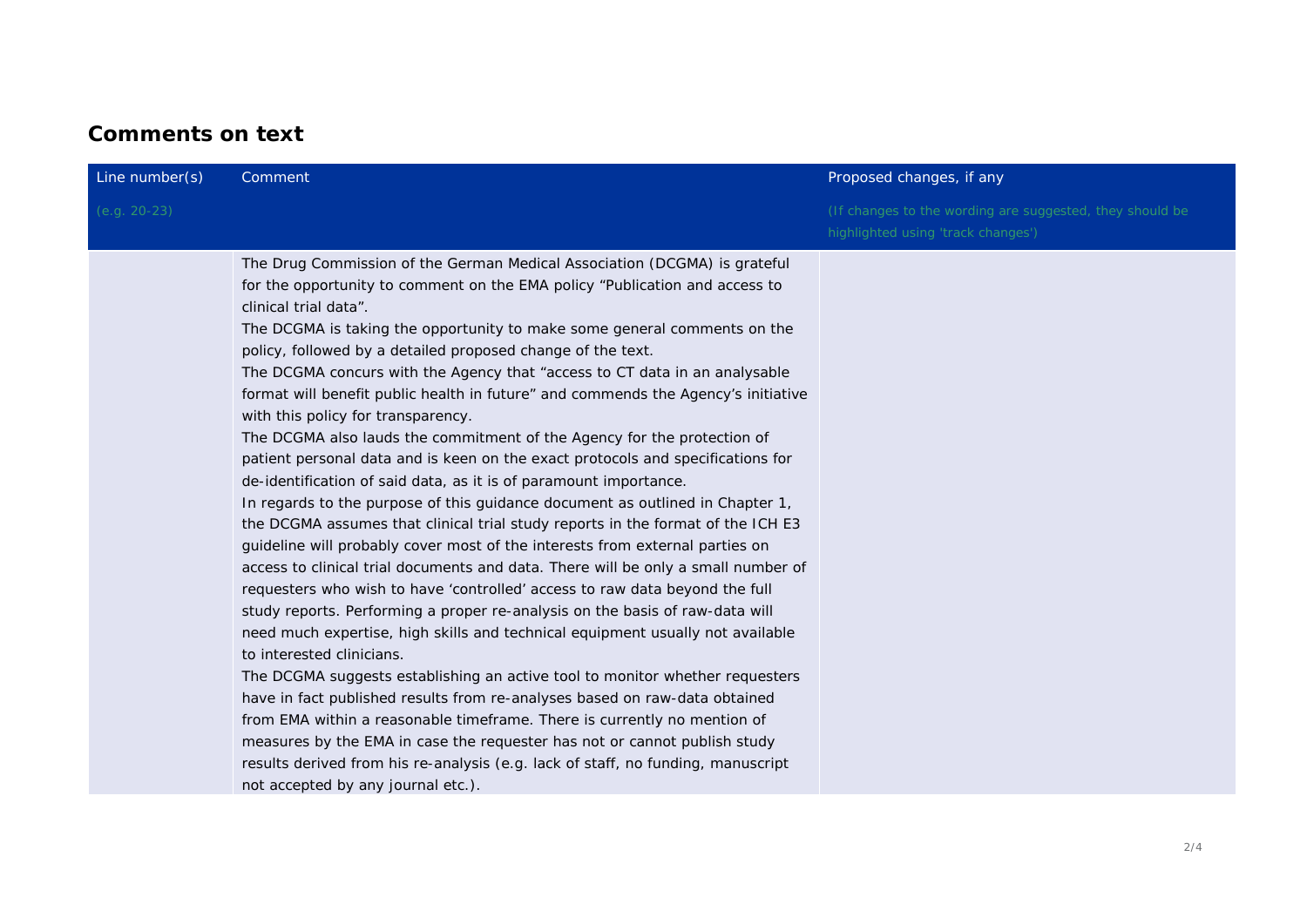## Comments on text

| Line number(s) (e.g. 20-23) | Comment | Proposed changes, if any (If changes to the wording are suggested, they should be highlighted using 'track changes') |
|---|---|---|
| | The Drug Commission of the German Medical Association (DCGMA) is grateful for the opportunity to comment on the EMA policy "Publication and access to clinical trial data".<br>The DCGMA is taking the opportunity to make some general comments on the policy, followed by a detailed proposed change of the text.<br>The DCGMA concurs with the Agency that "access to CT data in an analysable format will benefit public health in future" and commends the Agency's initiative with this policy for transparency.<br>The DCGMA also lauds the commitment of the Agency for the protection of patient personal data and is keen on the exact protocols and specifications for de-identification of said data, as it is of paramount importance.<br>In regards to the purpose of this guidance document as outlined in Chapter 1, the DCGMA assumes that clinical trial study reports in the format of the ICH E3 guideline will probably cover most of the interests from external parties on access to clinical trial documents and data. There will be only a small number of requesters who wish to have 'controlled' access to raw data beyond the full study reports. Performing a proper re-analysis on the basis of raw-data will need much expertise, high skills and technical equipment usually not available to interested clinicians.<br>The DCGMA suggests establishing an active tool to monitor whether requesters have in fact published results from re-analyses based on raw-data obtained from EMA within a reasonable timeframe. There is currently no mention of measures by the EMA in case the requester has not or cannot publish study results derived from his re-analysis (e.g. lack of staff, no funding, manuscript not accepted by any journal etc.). | |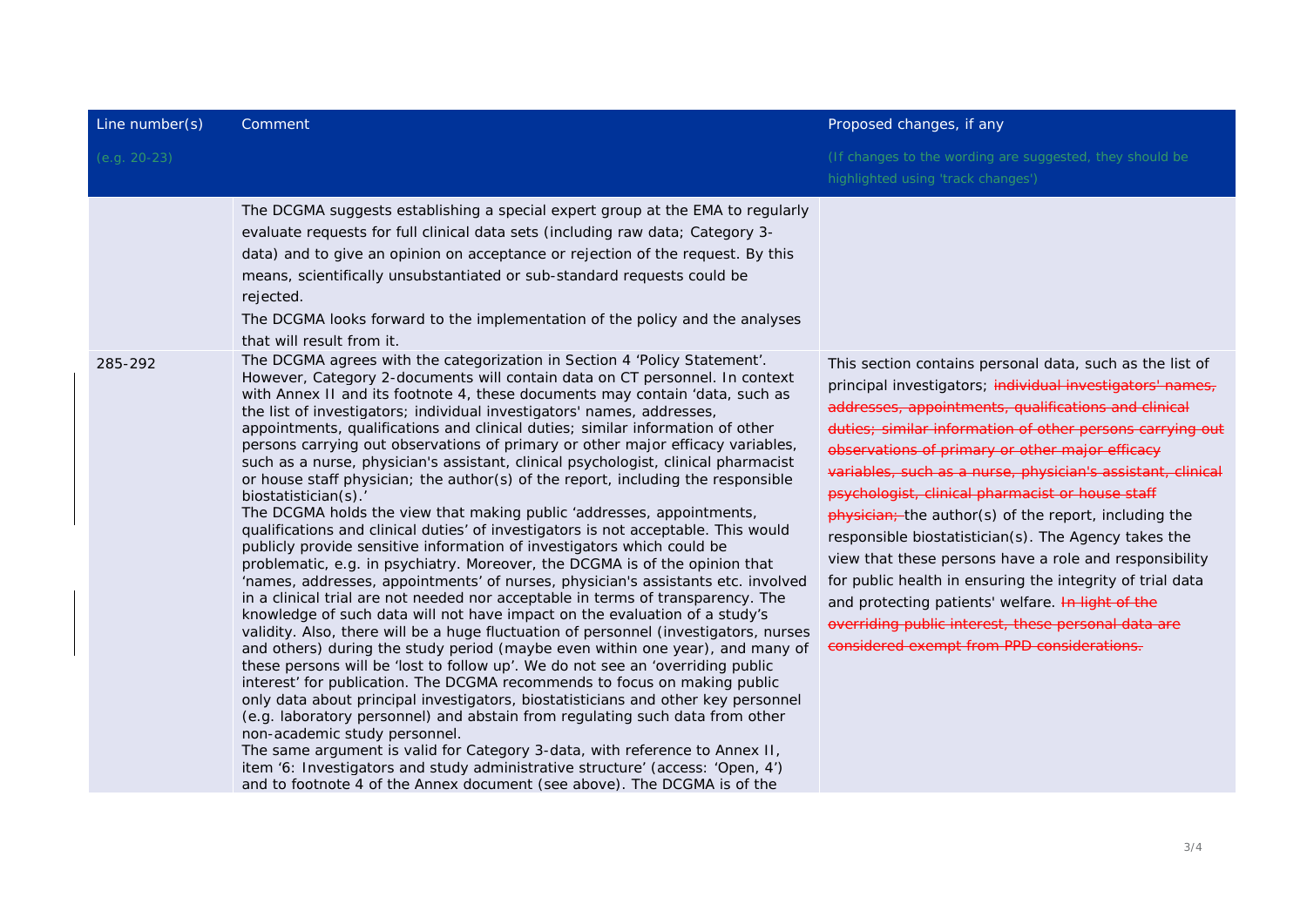| Line number(s)<br>(e.g. 20-23) | Comment | Proposed changes, if any<br>(If changes to the wording are suggested, they should be highlighted using 'track changes') |
|---|---|---|
| | The DCGMA suggests establishing a special expert group at the EMA to regularly evaluate requests for full clinical data sets (including raw data; Category 3-data) and to give an opinion on acceptance or rejection of the request. By this means, scientifically unsubstantiated or sub-standard requests could be rejected.<br>The DCGMA looks forward to the implementation of the policy and the analyses that will result from it. | |
| 285-292 | The DCGMA agrees with the categorization in Section 4 'Policy Statement'. However, Category 2-documents will contain data on CT personnel. In context with Annex II and its footnote 4, these documents may contain 'data, such as the list of investigators; individual investigators' names, addresses, appointments, qualifications and clinical duties; similar information of other persons carrying out observations of primary or other major efficacy variables, such as a nurse, physician's assistant, clinical psychologist, clinical pharmacist or house staff physician; the author(s) of the report, including the responsible biostatistician(s).'<br>The DCGMA holds the view that making public 'addresses, appointments, qualifications and clinical duties' of investigators is not acceptable. This would publicly provide sensitive information of investigators which could be problematic, e.g. in psychiatry. Moreover, the DCGMA is of the opinion that 'names, addresses, appointments' of nurses, physician's assistants etc. involved in a clinical trial are not needed nor acceptable in terms of transparency. The knowledge of such data will not have impact on the evaluation of a study's validity. Also, there will be a huge fluctuation of personnel (investigators, nurses and others) during the study period (maybe even within one year), and many of these persons will be 'lost to follow up'. We do not see an 'overriding public interest' for publication. The DCGMA recommends to focus on making public only data about principal investigators, biostatisticians and other key personnel (e.g. laboratory personnel) and abstain from regulating such data from other non-academic study personnel.<br>The same argument is valid for Category 3-data, with reference to Annex II, item '6: Investigators and study administrative structure' (access: 'Open, 4') and to footnote 4 of the Annex document (see above). The DCGMA is of the | This section contains personal data, such as the list of principal investigators; ~~individual investigators' names, addresses, appointments, qualifications and clinical duties; similar information of other persons carrying out observations of primary or other major efficacy variables, such as a nurse, physician's assistant, clinical psychologist, clinical pharmacist or house staff physician;~~ the author(s) of the report, including the responsible biostatistician(s). The Agency takes the view that these persons have a role and responsibility for public health in ensuring the integrity of trial data and protecting patients' welfare. ~~In light of the overriding public interest, these personal data are considered exempt from PPD considerations.~~ |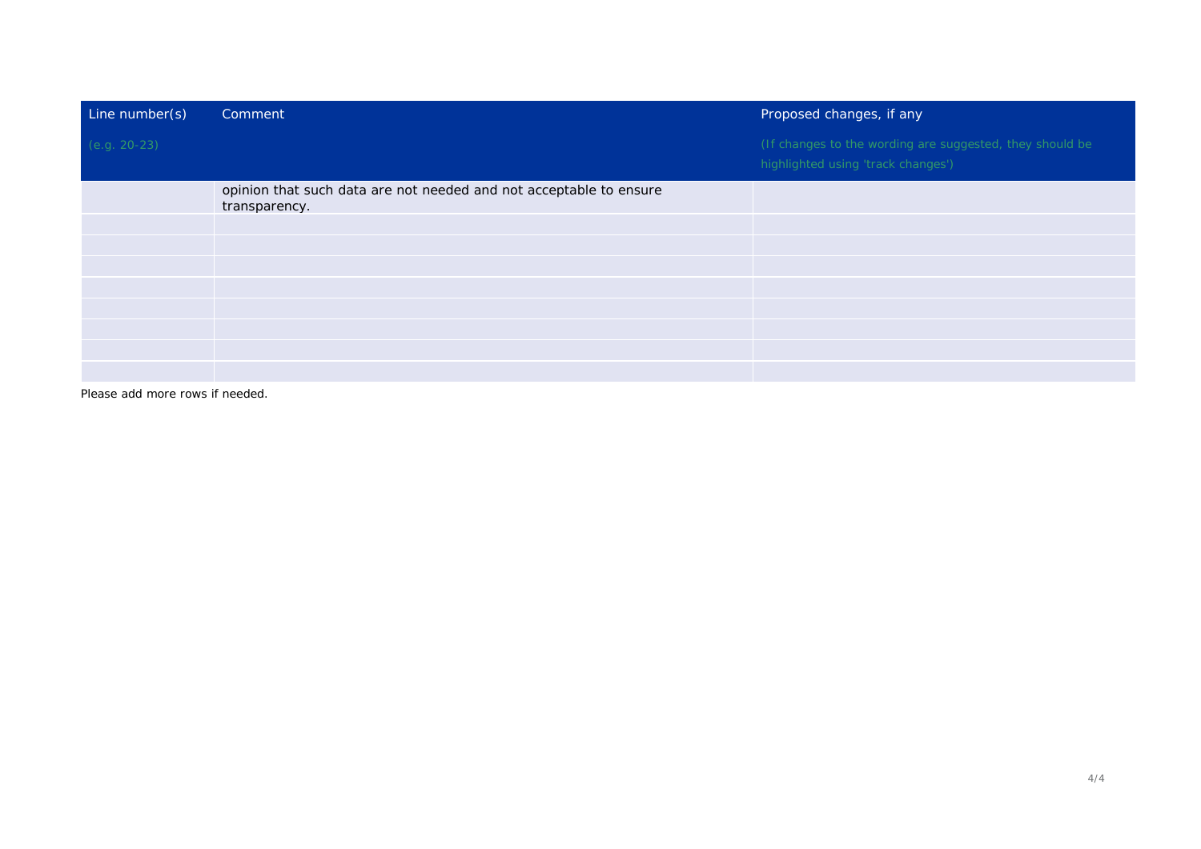| Line number(s)<br>(e.g. 20-23) | Comment | Proposed changes, if any<br>(If changes to the wording are suggested, they should be highlighted using 'track changes') |
|---|---|---|
| | opinion that such data are not needed and not acceptable to ensure transparency. | |
| | | |
| | | |
| | | |
| | | |
| | | |
| | | |
| | | |
| | | |

Please add more rows if needed.